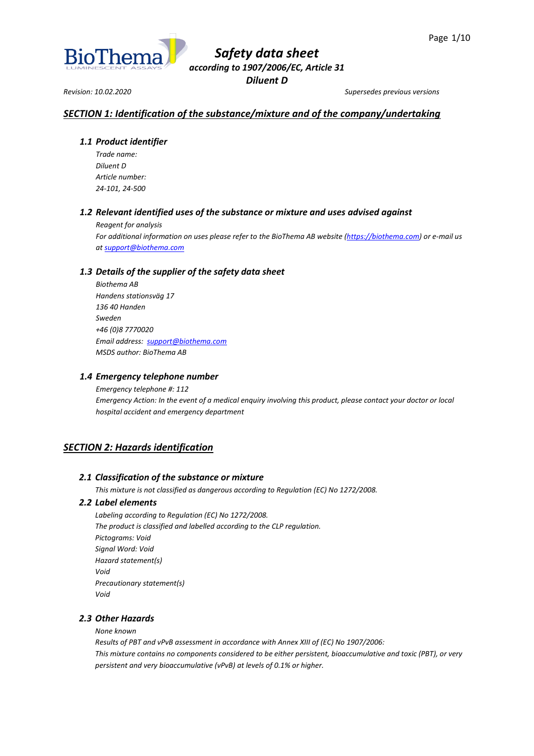# *Safety data sheet*

***according to 1907/2006/EC, Article 31***

***Diluent D***

*Revision: 10.02.2020* *Supersedes previous versions*

## *SECTION 1: Identification of the substance/mixture and of the company/undertaking*

### *1.1 Product identifier*

*Trade name:*
*Diluent D*
*Article number:*
*24-101, 24-500*

### *1.2 Relevant identified uses of the substance or mixture and uses advised against*

*Reagent for analysis*
*For additional information on uses please refer to the BioThema AB website (https://biothema.com) or e-mail us at support@biothema.com*

### *1.3 Details of the supplier of the safety data sheet*

*Biothema AB*
*Handens stationsväg 17*
*136 40 Handen*
*Sweden*
*+46 (0)8 7770020*
*Email address: support@biothema.com*
*MSDS author: BioThema AB*

### *1.4 Emergency telephone number*

*Emergency telephone #: 112*
*Emergency Action: In the event of a medical enquiry involving this product, please contact your doctor or local hospital accident and emergency department*

## *SECTION 2: Hazards identification*

### *2.1 Classification of the substance or mixture*

*This mixture is not classified as dangerous according to Regulation (EC) No 1272/2008.*

### *2.2 Label elements*

*Labeling according to Regulation (EC) No 1272/2008.*
*The product is classified and labelled according to the CLP regulation.*
*Pictograms: Void*
*Signal Word: Void*
*Hazard statement(s)*
*Void*
*Precautionary statement(s)*
*Void*

### *2.3 Other Hazards*

*None known*
*Results of PBT and vPvB assessment in accordance with Annex XIII of (EC) No 1907/2006:*
*This mixture contains no components considered to be either persistent, bioaccumulative and toxic (PBT), or very persistent and very bioaccumulative (vPvB) at levels of 0.1% or higher.*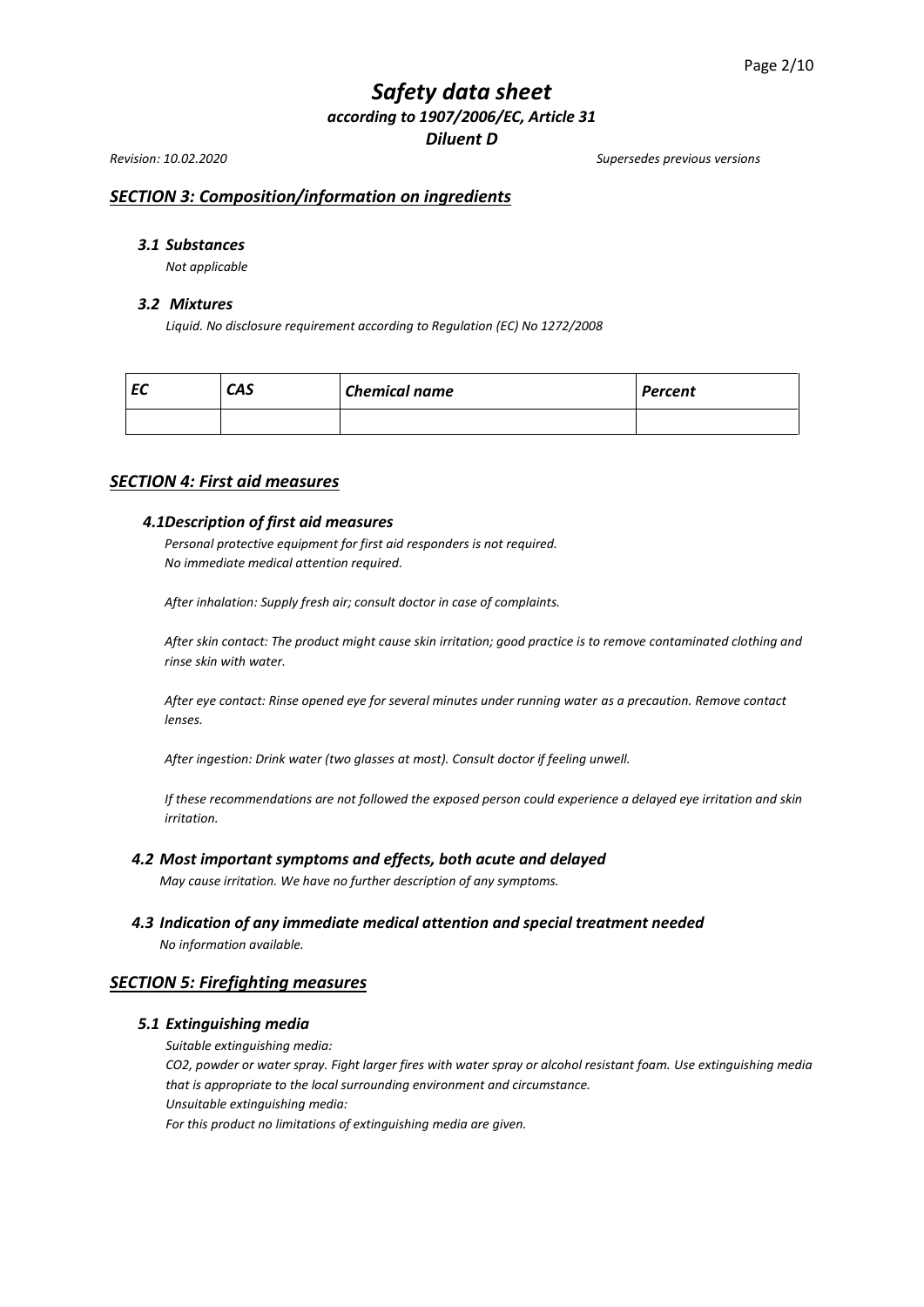## SECTION 3: Composition/information on ingredients

### 3.1 Substances

*Not applicable*

### 3.2 Mixtures

*Liquid. No disclosure requirement according to Regulation (EC) No 1272/2008*

| EC | CAS | Chemical name | Percent |
|---|---|---|---|
| | | | |

## SECTION 4: First aid measures

### 4.1 Description of first aid measures

*Personal protective equipment for first aid responders is not required.*
*No immediate medical attention required.*

*After inhalation: Supply fresh air; consult doctor in case of complaints.*

*After skin contact: The product might cause skin irritation; good practice is to remove contaminated clothing and rinse skin with water.*

*After eye contact: Rinse opened eye for several minutes under running water as a precaution. Remove contact lenses.*

*After ingestion: Drink water (two glasses at most). Consult doctor if feeling unwell.*

*If these recommendations are not followed the exposed person could experience a delayed eye irritation and skin irritation.*

### 4.2 Most important symptoms and effects, both acute and delayed

*May cause irritation. We have no further description of any symptoms.*

### 4.3 Indication of any immediate medical attention and special treatment needed

*No information available.*

## SECTION 5: Firefighting measures

### 5.1 Extinguishing media

*Suitable extinguishing media:*
*$CO_2$, powder or water spray. Fight larger fires with water spray or alcohol resistant foam. Use extinguishing media that is appropriate to the local surrounding environment and circumstance.*
*Unsuitable extinguishing media:*
*For this product no limitations of extinguishing media are given.*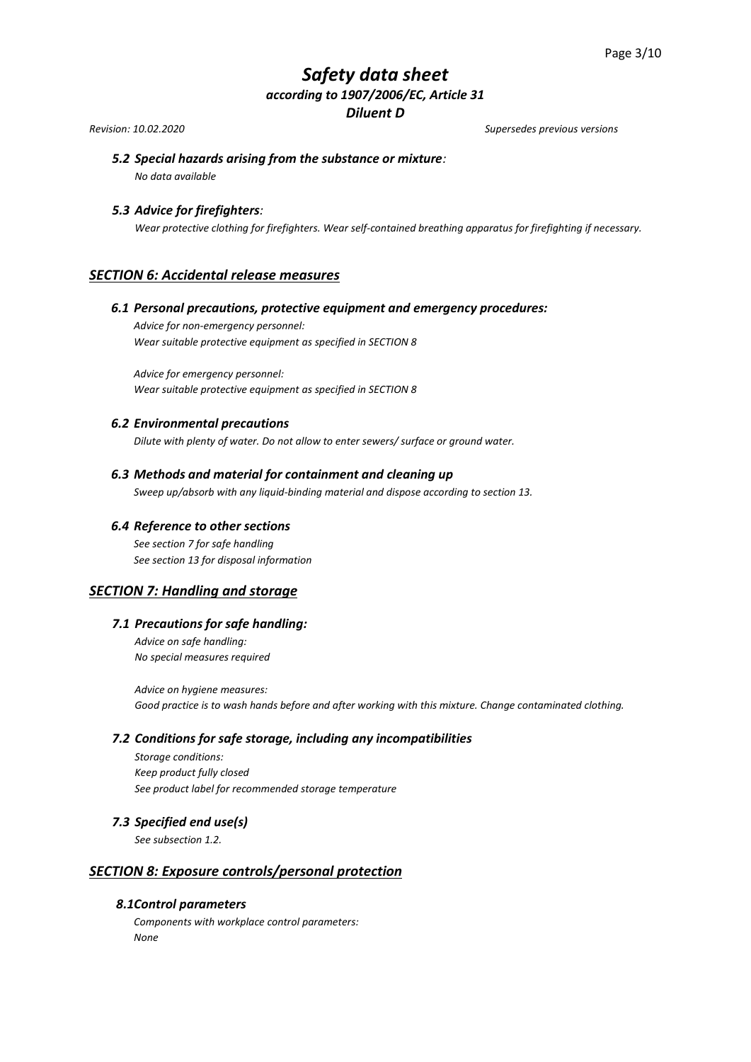### *5.2 Special hazards arising from the substance or mixture:*

*No data available*

### *5.3 Advice for firefighters:*

*Wear protective clothing for firefighters. Wear self-contained breathing apparatus for firefighting if necessary.*

## *SECTION 6: Accidental release measures*

### *6.1 Personal precautions, protective equipment and emergency procedures:*

*Advice for non-emergency personnel:*
*Wear suitable protective equipment as specified in SECTION 8*

*Advice for emergency personnel:*
*Wear suitable protective equipment as specified in SECTION 8*

### *6.2 Environmental precautions*

*Dilute with plenty of water. Do not allow to enter sewers/ surface or ground water.*

### *6.3 Methods and material for containment and cleaning up*

*Sweep up/absorb with any liquid-binding material and dispose according to section 13.*

### *6.4 Reference to other sections*

*See section 7 for safe handling*
*See section 13 for disposal information*

## *SECTION 7: Handling and storage*

### *7.1 Precautions for safe handling:*

*Advice on safe handling:*
*No special measures required*

*Advice on hygiene measures:*
*Good practice is to wash hands before and after working with this mixture. Change contaminated clothing.*

### *7.2 Conditions for safe storage, including any incompatibilities*

*Storage conditions:*
*Keep product fully closed*
*See product label for recommended storage temperature*

### *7.3 Specified end use(s)*

*See subsection 1.2.*

## *SECTION 8: Exposure controls/personal protection*

### *8.1Control parameters*

*Components with workplace control parameters:*
*None*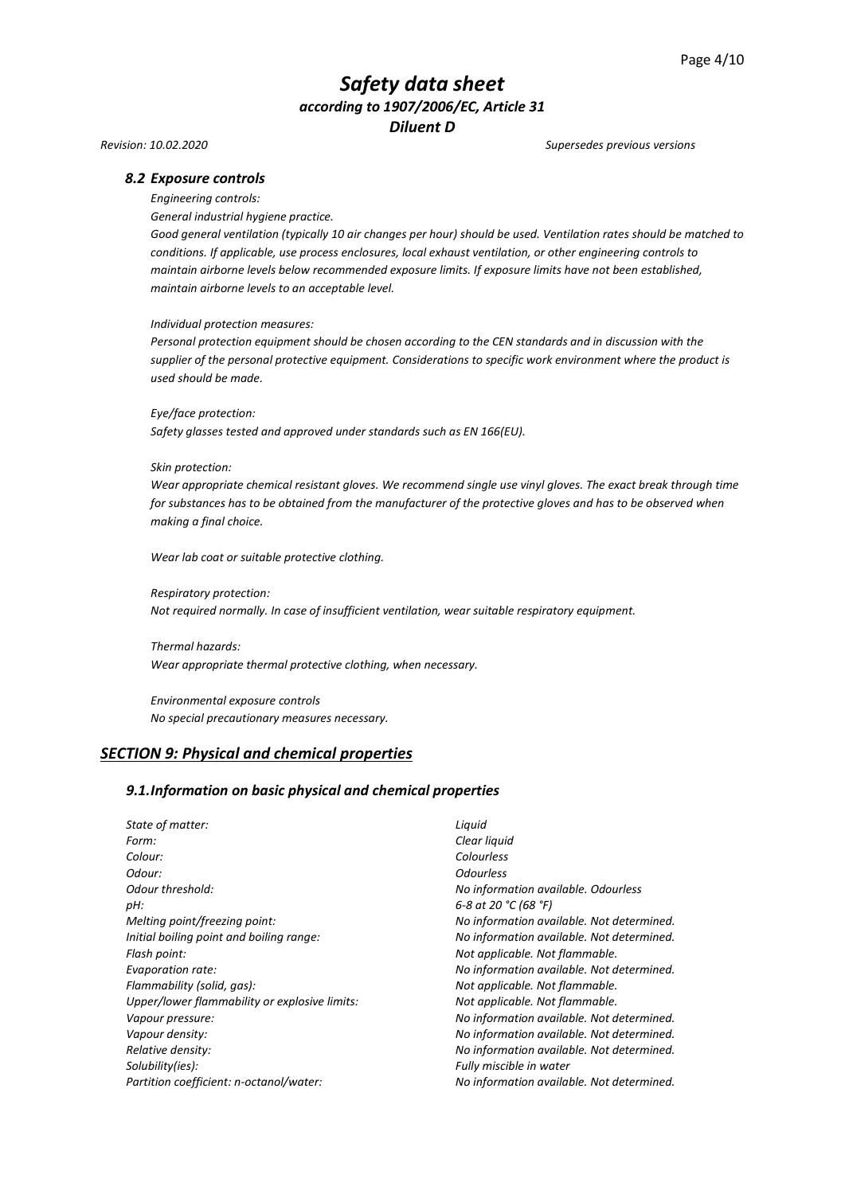### 8.2 Exposure controls

*Engineering controls:*

*General industrial hygiene practice.*

*Good general ventilation (typically 10 air changes per hour) should be used. Ventilation rates should be matched to conditions. If applicable, use process enclosures, local exhaust ventilation, or other engineering controls to maintain airborne levels below recommended exposure limits. If exposure limits have not been established, maintain airborne levels to an acceptable level.*

*Individual protection measures:*

*Personal protection equipment should be chosen according to the CEN standards and in discussion with the supplier of the personal protective equipment. Considerations to specific work environment where the product is used should be made.*

*Eye/face protection:*

*Safety glasses tested and approved under standards such as EN 166(EU).*

*Skin protection:*

*Wear appropriate chemical resistant gloves. We recommend single use vinyl gloves. The exact break through time for substances has to be obtained from the manufacturer of the protective gloves and has to be observed when making a final choice.*

*Wear lab coat or suitable protective clothing.*

*Respiratory protection:*

*Not required normally. In case of insufficient ventilation, wear suitable respiratory equipment.*

*Thermal hazards:*

*Wear appropriate thermal protective clothing, when necessary.*

*Environmental exposure controls*

*No special precautionary measures necessary.*

## SECTION 9: Physical and chemical properties

### 9.1. Information on basic physical and chemical properties

| | |
|---|---|
| *State of matter:* | *Liquid* |
| *Form:* | *Clear liquid* |
| *Colour:* | *Colourless* |
| *Odour:* | *Odourless* |
| *Odour threshold:* | *No information available. Odourless* |
| *pH:* | *6-8 at 20 °C (68 °F)* |
| *Melting point/freezing point:* | *No information available. Not determined.* |
| *Initial boiling point and boiling range:* | *No information available. Not determined.* |
| *Flash point:* | *Not applicable. Not flammable.* |
| *Evaporation rate:* | *No information available. Not determined.* |
| *Flammability (solid, gas):* | *Not applicable. Not flammable.* |
| *Upper/lower flammability or explosive limits:* | *Not applicable. Not flammable.* |
| *Vapour pressure:* | *No information available. Not determined.* |
| *Vapour density:* | *No information available. Not determined.* |
| *Relative density:* | *No information available. Not determined.* |
| *Solubility(ies):* | *Fully miscible in water* |
| *Partition coefficient: n-octanol/water:* | *No information available. Not determined.* |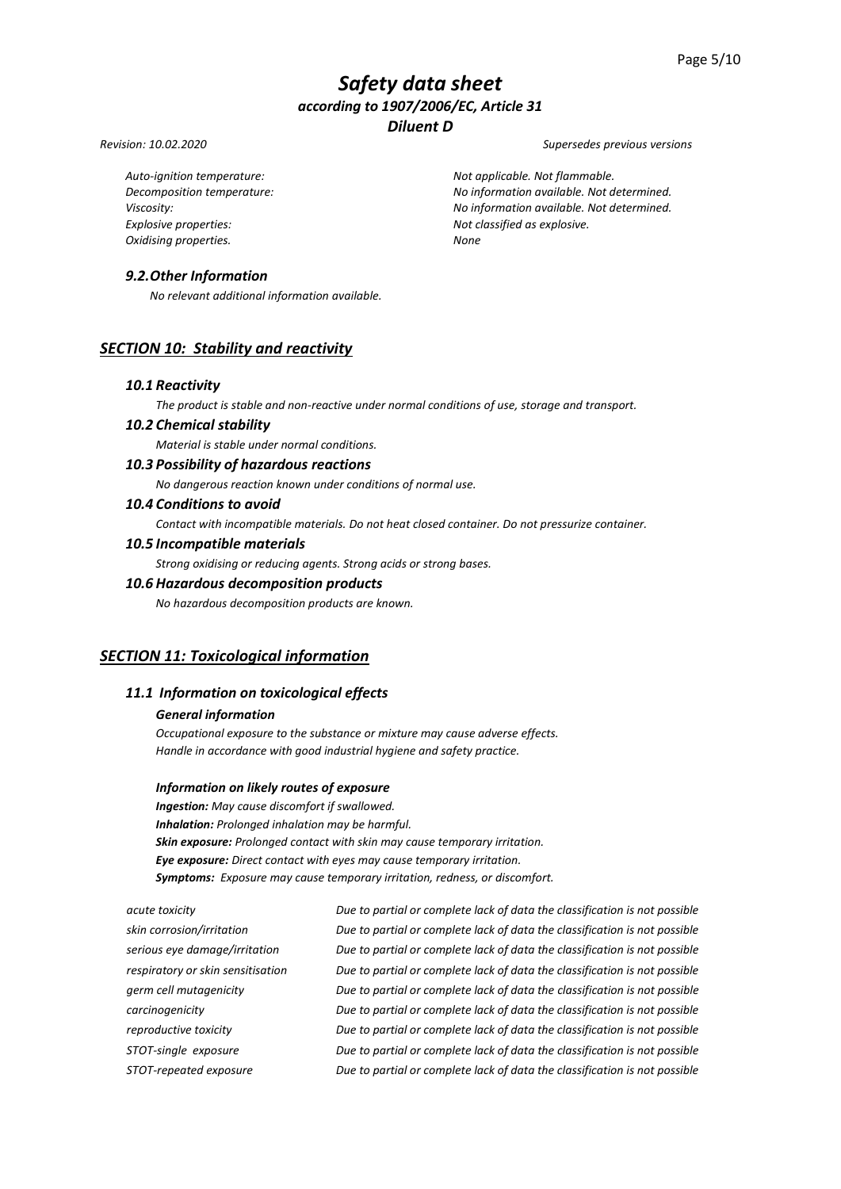| | |
|---|---|
| *Auto-ignition temperature:* | *Not applicable. Not flammable.* |
| *Decomposition temperature:* | *No information available. Not determined.* |
| *Viscosity:* | *No information available. Not determined.* |
| *Explosive properties:* | *Not classified as explosive.* |
| *Oxidising properties.* | *None* |

### *9.2.Other Information*

*No relevant additional information available.*

## *SECTION 10: Stability and reactivity*

### *10.1 Reactivity*

*The product is stable and non-reactive under normal conditions of use, storage and transport.*

### *10.2 Chemical stability*

*Material is stable under normal conditions.*

### *10.3 Possibility of hazardous reactions*

*No dangerous reaction known under conditions of normal use.*

### *10.4 Conditions to avoid*

*Contact with incompatible materials. Do not heat closed container. Do not pressurize container.*

### *10.5 Incompatible materials*

*Strong oxidising or reducing agents. Strong acids or strong bases.*

### *10.6 Hazardous decomposition products*

*No hazardous decomposition products are known.*

## *SECTION 11: Toxicological information*

### *11.1 Information on toxicological effects*

#### *General information*

*Occupational exposure to the substance or mixture may cause adverse effects.*
*Handle in accordance with good industrial hygiene and safety practice.*

#### *Information on likely routes of exposure*

***Ingestion:*** *May cause discomfort if swallowed.*
***Inhalation:*** *Prolonged inhalation may be harmful.*
***Skin exposure:*** *Prolonged contact with skin may cause temporary irritation.*
***Eye exposure:*** *Direct contact with eyes may cause temporary irritation.*
***Symptoms:*** *Exposure may cause temporary irritation, redness, or discomfort.*

| | |
|---|---|
| *acute toxicity* | *Due to partial or complete lack of data the classification is not possible* |
| *skin corrosion/irritation* | *Due to partial or complete lack of data the classification is not possible* |
| *serious eye damage/irritation* | *Due to partial or complete lack of data the classification is not possible* |
| *respiratory or skin sensitisation* | *Due to partial or complete lack of data the classification is not possible* |
| *germ cell mutagenicity* | *Due to partial or complete lack of data the classification is not possible* |
| *carcinogenicity* | *Due to partial or complete lack of data the classification is not possible* |
| *reproductive toxicity* | *Due to partial or complete lack of data the classification is not possible* |
| *STOT-single exposure* | *Due to partial or complete lack of data the classification is not possible* |
| *STOT-repeated exposure* | *Due to partial or complete lack of data the classification is not possible* |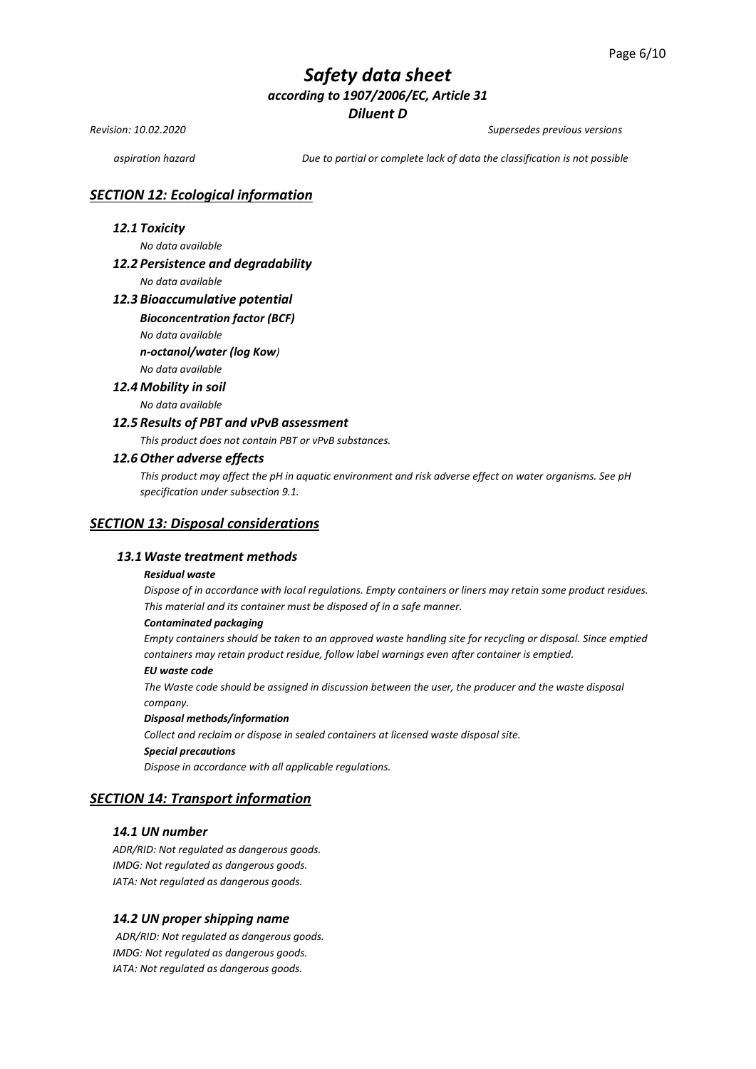aspiration hazard — *Due to partial or complete lack of data the classification is not possible*

## *SECTION 12: Ecological information*

### *12.1 Toxicity*

*No data available*

### *12.2 Persistence and degradability*

*No data available*

### *12.3 Bioaccumulative potential*

***Bioconcentration factor (BCF)***

*No data available*

***n-octanol/water (log Kow)***

*No data available*

### *12.4 Mobility in soil*

*No data available*

### *12.5 Results of PBT and vPvB assessment*

*This product does not contain PBT or vPvB substances.*

### *12.6 Other adverse effects*

*This product may affect the pH in aquatic environment and risk adverse effect on water organisms. See pH specification under subsection 9.1.*

## *SECTION 13: Disposal considerations*

### *13.1 Waste treatment methods*

***Residual waste***

*Dispose of in accordance with local regulations. Empty containers or liners may retain some product residues. This material and its container must be disposed of in a safe manner.*

***Contaminated packaging***

*Empty containers should be taken to an approved waste handling site for recycling or disposal. Since emptied containers may retain product residue, follow label warnings even after container is emptied.*

***EU waste code***

*The Waste code should be assigned in discussion between the user, the producer and the waste disposal company.*

***Disposal methods/information***

*Collect and reclaim or dispose in sealed containers at licensed waste disposal site.*

***Special precautions***

*Dispose in accordance with all applicable regulations.*

## *SECTION 14: Transport information*

### *14.1 UN number*

*ADR/RID: Not regulated as dangerous goods.*
*IMDG: Not regulated as dangerous goods.*
*IATA: Not regulated as dangerous goods.*

### *14.2 UN proper shipping name*

*ADR/RID: Not regulated as dangerous goods.*
*IMDG: Not regulated as dangerous goods.*
*IATA: Not regulated as dangerous goods.*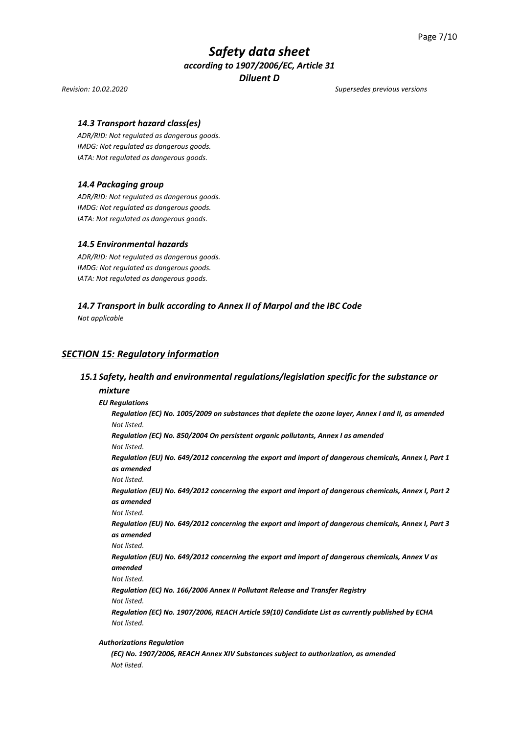### *14.3 Transport hazard class(es)*

*ADR/RID: Not regulated as dangerous goods.*
*IMDG: Not regulated as dangerous goods.*
*IATA: Not regulated as dangerous goods.*

### *14.4 Packaging group*

*ADR/RID: Not regulated as dangerous goods.*
*IMDG: Not regulated as dangerous goods.*
*IATA: Not regulated as dangerous goods.*

### *14.5 Environmental hazards*

*ADR/RID: Not regulated as dangerous goods.*
*IMDG: Not regulated as dangerous goods.*
*IATA: Not regulated as dangerous goods.*

### *14.7 Transport in bulk according to Annex II of Marpol and the IBC Code*

*Not applicable*

## ***SECTION 15: Regulatory information***

### *15.1 Safety, health and environmental regulations/legislation specific for the substance or mixture*

***EU Regulations***

***Regulation (EC) No. 1005/2009 on substances that deplete the ozone layer, Annex I and II, as amended***
*Not listed.*

***Regulation (EC) No. 850/2004 On persistent organic pollutants, Annex I as amended***
*Not listed.*

***Regulation (EU) No. 649/2012 concerning the export and import of dangerous chemicals, Annex I, Part 1 as amended***
*Not listed.*

***Regulation (EU) No. 649/2012 concerning the export and import of dangerous chemicals, Annex I, Part 2 as amended***
*Not listed.*

***Regulation (EU) No. 649/2012 concerning the export and import of dangerous chemicals, Annex I, Part 3 as amended***
*Not listed.*

***Regulation (EU) No. 649/2012 concerning the export and import of dangerous chemicals, Annex V as amended***
*Not listed.*

***Regulation (EC) No. 166/2006 Annex II Pollutant Release and Transfer Registry***
*Not listed.*

***Regulation (EC) No. 1907/2006, REACH Article 59(10) Candidate List as currently published by ECHA***
*Not listed.*

***Authorizations Regulation***

***(EC) No. 1907/2006, REACH Annex XIV Substances subject to authorization, as amended***
*Not listed.*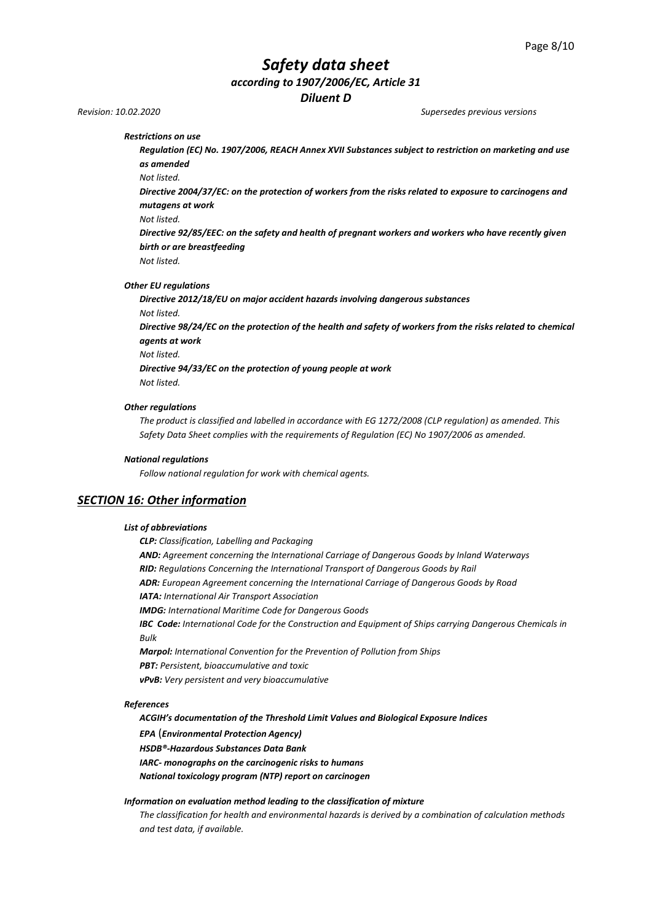***Restrictions on use***

***Regulation (EC) No. 1907/2006, REACH Annex XVII Substances subject to restriction on marketing and use as amended***

*Not listed.*

***Directive 2004/37/EC: on the protection of workers from the risks related to exposure to carcinogens and mutagens at work***

*Not listed.*

***Directive 92/85/EEC: on the safety and health of pregnant workers and workers who have recently given birth or are breastfeeding***

*Not listed.*

***Other EU regulations***

***Directive 2012/18/EU on major accident hazards involving dangerous substances***

*Not listed.*

***Directive 98/24/EC on the protection of the health and safety of workers from the risks related to chemical agents at work***

*Not listed.*

***Directive 94/33/EC on the protection of young people at work***

*Not listed.*

***Other regulations***

*The product is classified and labelled in accordance with EG 1272/2008 (CLP regulation) as amended. This Safety Data Sheet complies with the requirements of Regulation (EC) No 1907/2006 as amended.*

***National regulations***

*Follow national regulation for work with chemical agents.*

## ***SECTION 16: Other information***

***List of abbreviations***

***CLP:*** *Classification, Labelling and Packaging*
***AND:*** *Agreement concerning the International Carriage of Dangerous Goods by Inland Waterways*
***RID:*** *Regulations Concerning the International Transport of Dangerous Goods by Rail*
***ADR:*** *European Agreement concerning the International Carriage of Dangerous Goods by Road*
***IATA:*** *International Air Transport Association*
***IMDG:*** *International Maritime Code for Dangerous Goods*
***IBC Code:*** *International Code for the Construction and Equipment of Ships carrying Dangerous Chemicals in Bulk*
***Marpol:*** *International Convention for the Prevention of Pollution from Ships*
***PBT:*** *Persistent, bioaccumulative and toxic*
***vPvB:*** *Very persistent and very bioaccumulative*

***References***

***ACGIH's documentation of the Threshold Limit Values and Biological Exposure Indices***
***EPA (Environmental Protection Agency)***
***HSDB®-Hazardous Substances Data Bank***
***IARC- monographs on the carcinogenic risks to humans***
***National toxicology program (NTP) report on carcinogen***

***Information on evaluation method leading to the classification of mixture***

*The classification for health and environmental hazards is derived by a combination of calculation methods and test data, if available.*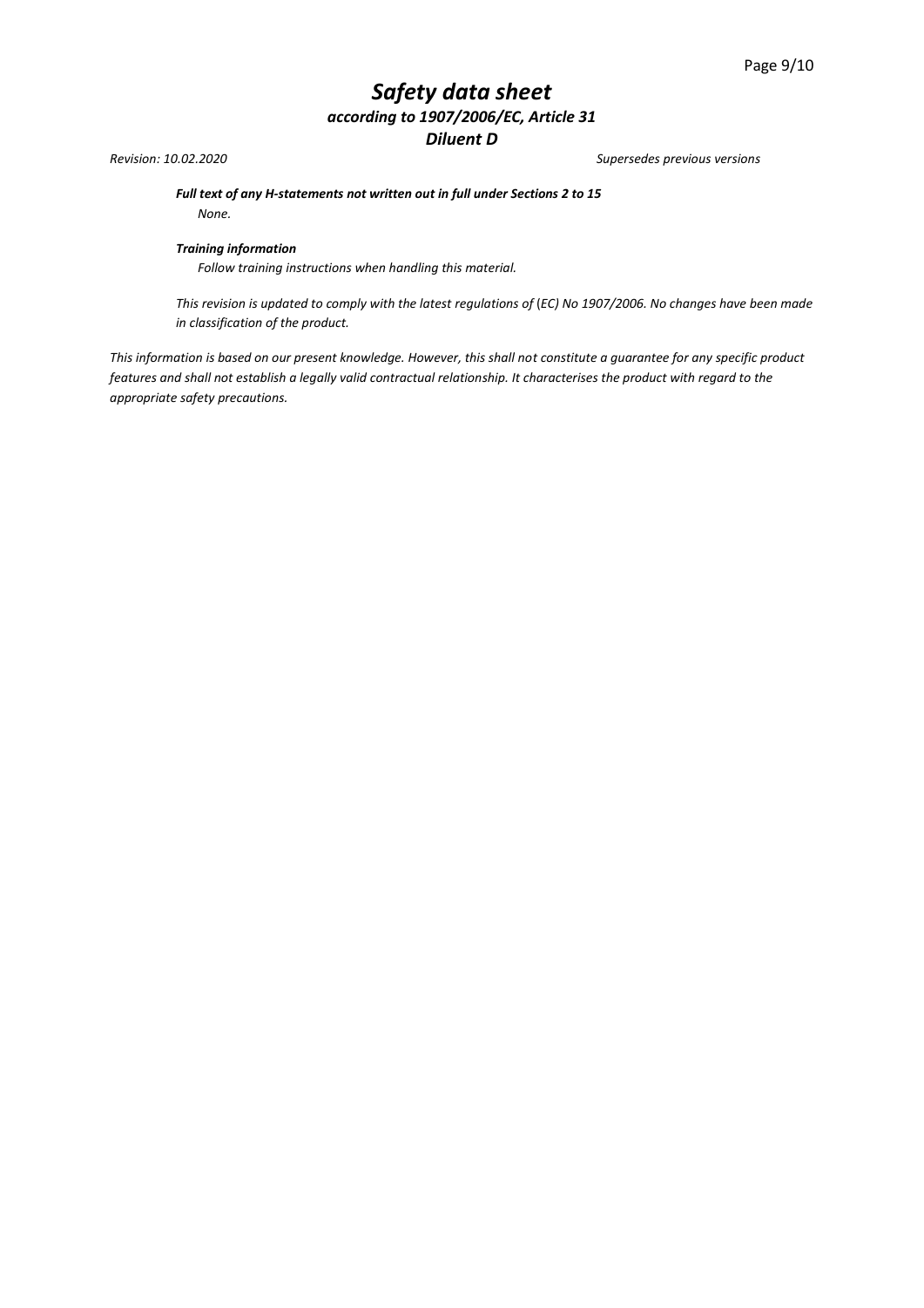***Full text of any H-statements not written out in full under Sections 2 to 15***

*None.*

***Training information***

*Follow training instructions when handling this material.*

*This revision is updated to comply with the latest regulations of (EC) No 1907/2006. No changes have been made in classification of the product.*

*This information is based on our present knowledge. However, this shall not constitute a guarantee for any specific product features and shall not establish a legally valid contractual relationship. It characterises the product with regard to the appropriate safety precautions.*